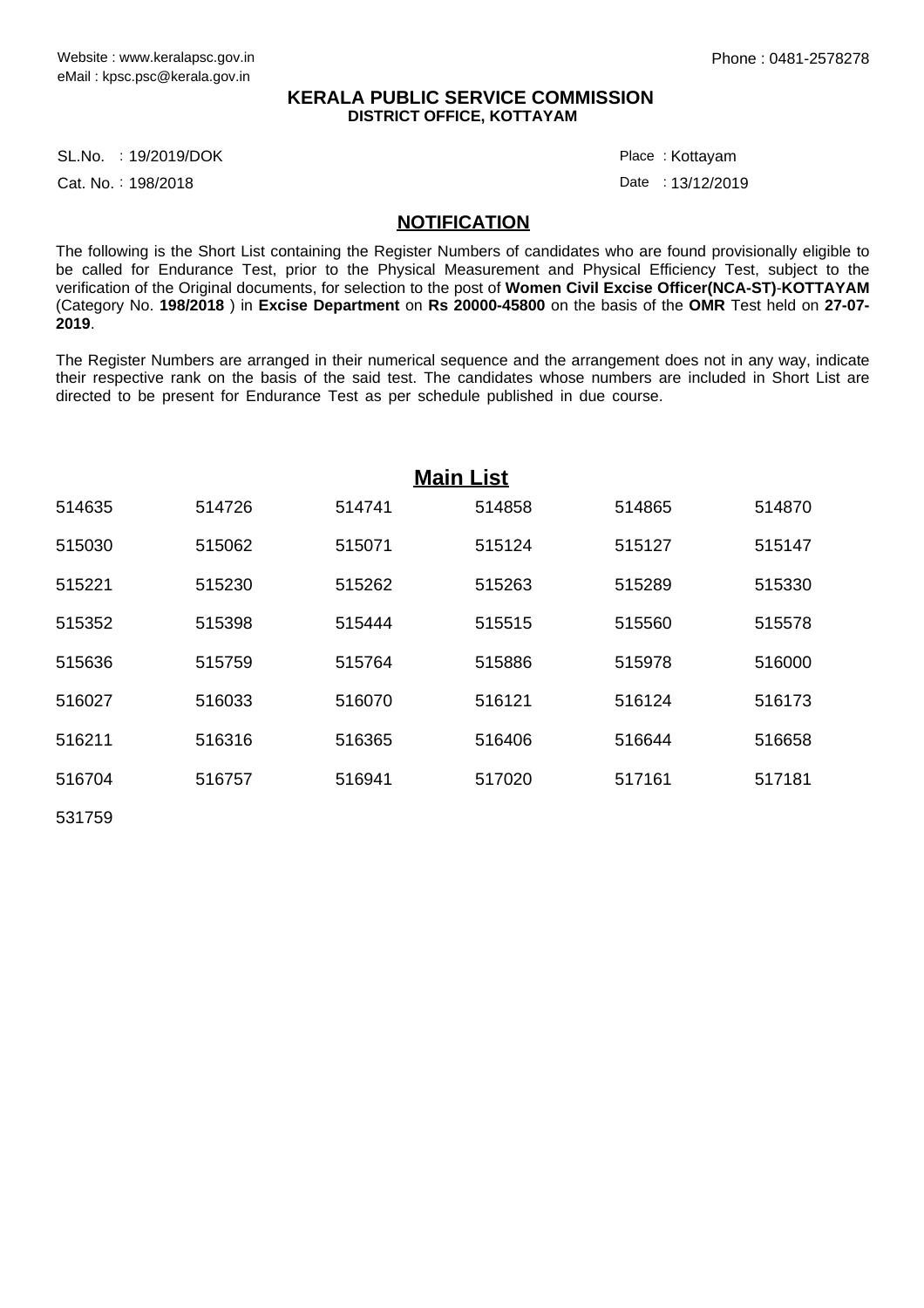Website : www.keralapsc.gov.in
eMail : kpsc.psc@kerala.gov.in

Phone : 0481-2578278

**KERALA PUBLIC SERVICE COMMISSION**
**DISTRICT OFFICE, KOTTAYAM**

SL.No. : 19/2019/DOK

Place : Kottayam

Cat. No. : 198/2018

Date : 13/12/2019

## NOTIFICATION

The following is the Short List containing the Register Numbers of candidates who are found provisionally eligible to be called for Endurance Test, prior to the Physical Measurement and Physical Efficiency Test, subject to the verification of the Original documents, for selection to the post of **Women Civil Excise Officer(NCA-ST)**-**KOTTAYAM** (Category No. **198/2018** ) in **Excise Department** on **Rs 20000-45800** on the basis of the **OMR** Test held on **27-07-2019**.

The Register Numbers are arranged in their numerical sequence and the arrangement does not in any way, indicate their respective rank on the basis of the said test. The candidates whose numbers are included in Short List are directed to be present for Endurance Test as per schedule published in due course.

## Main List

| | | | | | |
|---|---|---|---|---|---|
| 514635 | 514726 | 514741 | 514858 | 514865 | 514870 |
| 515030 | 515062 | 515071 | 515124 | 515127 | 515147 |
| 515221 | 515230 | 515262 | 515263 | 515289 | 515330 |
| 515352 | 515398 | 515444 | 515515 | 515560 | 515578 |
| 515636 | 515759 | 515764 | 515886 | 515978 | 516000 |
| 516027 | 516033 | 516070 | 516121 | 516124 | 516173 |
| 516211 | 516316 | 516365 | 516406 | 516644 | 516658 |
| 516704 | 516757 | 516941 | 517020 | 517161 | 517181 |
| 531759 | | | | | |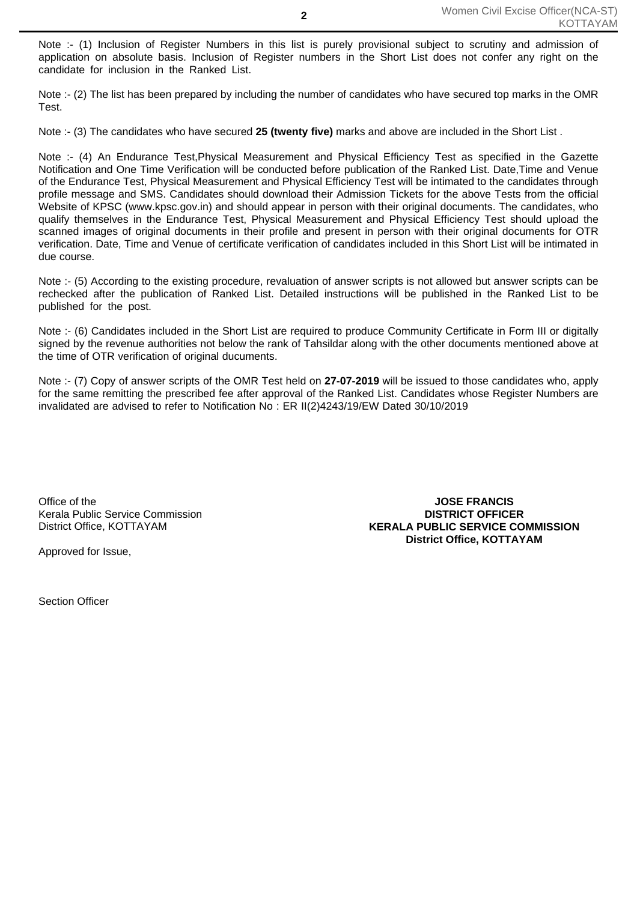Note :- (1) Inclusion of Register Numbers in this list is purely provisional subject to scrutiny and admission of application on absolute basis. Inclusion of Register numbers in the Short List does not confer any right on the candidate for inclusion in the Ranked List.

Note :- (2) The list has been prepared by including the number of candidates who have secured top marks in the OMR Test.

Note :- (3) The candidates who have secured **25 (twenty five)** marks and above are included in the Short List .

Note :- (4) An Endurance Test,Physical Measurement and Physical Efficiency Test as specified in the Gazette Notification and One Time Verification will be conducted before publication of the Ranked List. Date,Time and Venue of the Endurance Test, Physical Measurement and Physical Efficiency Test will be intimated to the candidates through profile message and SMS. Candidates should download their Admission Tickets for the above Tests from the official Website of KPSC (www.kpsc.gov.in) and should appear in person with their original documents. The candidates, who qualify themselves in the Endurance Test, Physical Measurement and Physical Efficiency Test should upload the scanned images of original documents in their profile and present in person with their original documents for OTR verification. Date, Time and Venue of certificate verification of candidates included in this Short List will be intimated in due course.

Note :- (5) According to the existing procedure, revaluation of answer scripts is not allowed but answer scripts can be rechecked after the publication of Ranked List. Detailed instructions will be published in the Ranked List to be published for the post.

Note :- (6) Candidates included in the Short List are required to produce Community Certificate in Form III or digitally signed by the revenue authorities not below the rank of Tahsildar along with the other documents mentioned above at the time of OTR verification of original ducuments.

Note :- (7) Copy of answer scripts of the OMR Test held on **27-07-2019** will be issued to those candidates who, apply for the same remitting the prescribed fee after approval of the Ranked List. Candidates whose Register Numbers are invalidated are advised to refer to Notification No : ER II(2)4243/19/EW Dated 30/10/2019

Office of the
Kerala Public Service Commission
District Office, KOTTAYAM

**JOSE FRANCIS**
**DISTRICT OFFICER**
**KERALA PUBLIC SERVICE COMMISSION**
**District Office, KOTTAYAM**

Approved for Issue,

Section Officer